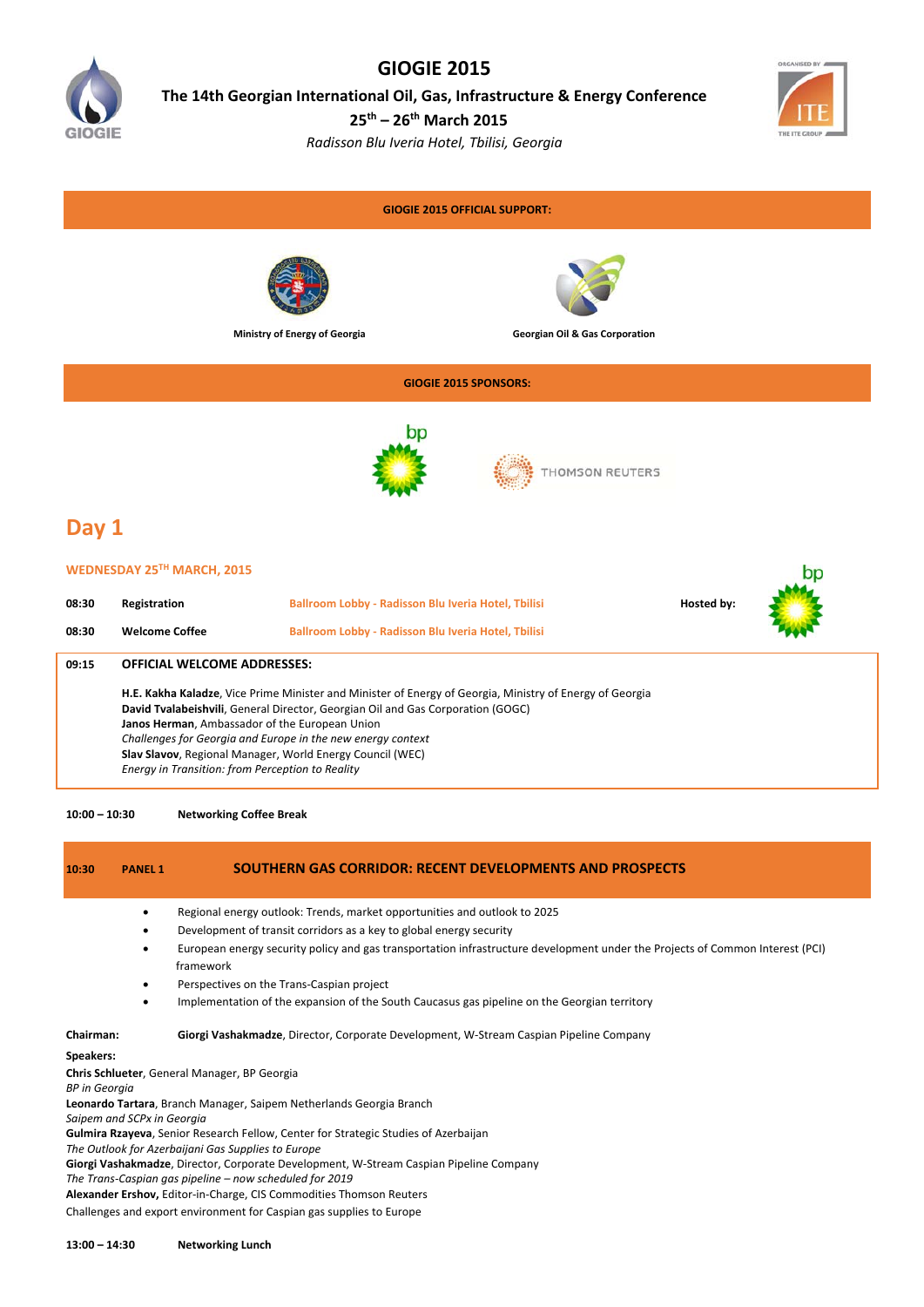# GIOGIE 2015

## The 14th Georgian International Oil, Gas, Infrastructure & Energy Conference

**25th – 26th March 2015**

*Radisson Blu Iveria Hotel, Tbilisi, Georgia*

**GIOGIE 2015 OFFICIAL SUPPORT:**

**Ministry of Energy of Georgia**

**Georgian Oil & Gas Corporation**

**GIOGIE 2015 SPONSORS:**

bp

THOMSON REUTERS

## Day 1

### WEDNESDAY 25TH MARCH, 2015

| | | | |
|---|---|---|---|
| **08:30** | **Registration** | Ballroom Lobby - Radisson Blu Iveria Hotel, Tbilisi | **Hosted by:** bp |
| **08:30** | **Welcome Coffee** | Ballroom Lobby - Radisson Blu Iveria Hotel, Tbilisi | |

**09:15 OFFICIAL WELCOME ADDRESSES:**

**H.E. Kakha Kaladze**, Vice Prime Minister and Minister of Energy of Georgia, Ministry of Energy of Georgia
**David Tvalabeishvili**, General Director, Georgian Oil and Gas Corporation (GOGC)
**Janos Herman**, Ambassador of the European Union
*Challenges for Georgia and Europe in the new energy context*
**Slav Slavov**, Regional Manager, World Energy Council (WEC)
*Energy in Transition: from Perception to Reality*

**10:00 – 10:30** **Networking Coffee Break**

**10:30 PANEL 1 SOUTHERN GAS CORRIDOR: RECENT DEVELOPMENTS AND PROSPECTS**

- Regional energy outlook: Trends, market opportunities and outlook to 2025
- Development of transit corridors as a key to global energy security
- European energy security policy and gas transportation infrastructure development under the Projects of Common Interest (PCI) framework
- Perspectives on the Trans-Caspian project
- Implementation of the expansion of the South Caucasus gas pipeline on the Georgian territory

**Chairman:** **Giorgi Vashakmadze**, Director, Corporate Development, W-Stream Caspian Pipeline Company

**Speakers:**

**Chris Schlueter**, General Manager, BP Georgia
*BP in Georgia*
**Leonardo Tartara**, Branch Manager, Saipem Netherlands Georgia Branch
*Saipem and SCPx in Georgia*
**Gulmira Rzayeva**, Senior Research Fellow, Center for Strategic Studies of Azerbaijan
*The Outlook for Azerbaijani Gas Supplies to Europe*
**Giorgi Vashakmadze**, Director, Corporate Development, W-Stream Caspian Pipeline Company
*The Trans-Caspian gas pipeline – now scheduled for 2019*
**Alexander Ershov,** Editor-in-Charge, CIS Commodities Thomson Reuters
Challenges and export environment for Caspian gas supplies to Europe

**13:00 – 14:30** **Networking Lunch**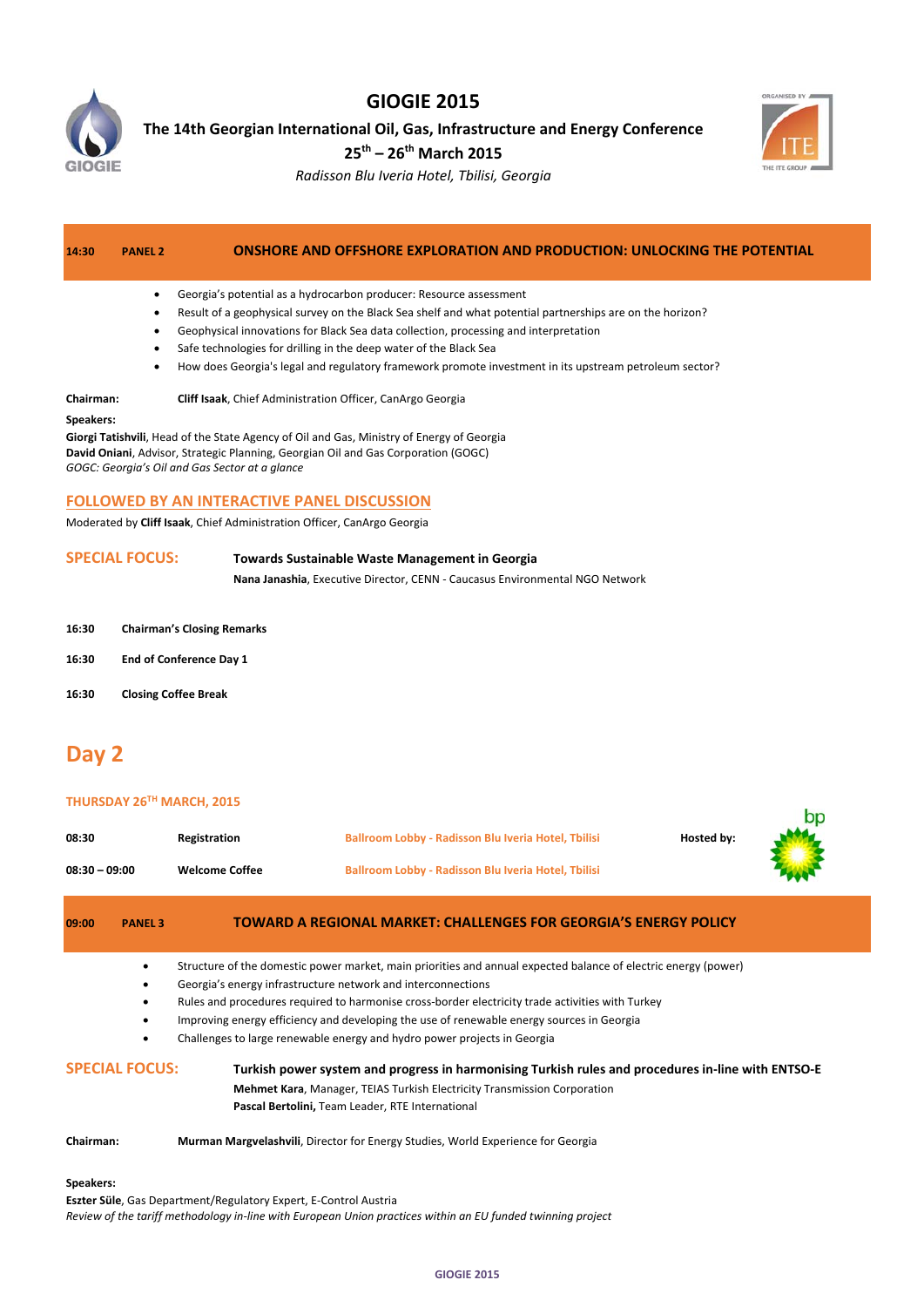# GIOGIE 2015

**The 14th Georgian International Oil, Gas, Infrastructure and Energy Conference**

**25th – 26th March 2015**

*Radisson Blu Iveria Hotel, Tbilisi, Georgia*

| 14:30 | PANEL 2 | ONSHORE AND OFFSHORE EXPLORATION AND PRODUCTION: UNLOCKING THE POTENTIAL |
|---|---|---|

- Georgia's potential as a hydrocarbon producer: Resource assessment
- Result of a geophysical survey on the Black Sea shelf and what potential partnerships are on the horizon?
- Geophysical innovations for Black Sea data collection, processing and interpretation
- Safe technologies for drilling in the deep water of the Black Sea
- How does Georgia's legal and regulatory framework promote investment in its upstream petroleum sector?

**Chairman:** **Cliff Isaak**, Chief Administration Officer, CanArgo Georgia

**Speakers:**

**Giorgi Tatishvili**, Head of the State Agency of Oil and Gas, Ministry of Energy of Georgia

**David Oniani**, Advisor, Strategic Planning, Georgian Oil and Gas Corporation (GOGC)

*GOGC: Georgia's Oil and Gas Sector at a glance*

**FOLLOWED BY AN INTERACTIVE PANEL DISCUSSION**

Moderated by **Cliff Isaak**, Chief Administration Officer, CanArgo Georgia

**SPECIAL FOCUS:** **Towards Sustainable Waste Management in Georgia**

**Nana Janashia**, Executive Director, CENN - Caucasus Environmental NGO Network

| | |
|---|---|
| 16:30 | **Chairman's Closing Remarks** |
| 16:30 | **End of Conference Day 1** |
| 16:30 | **Closing Coffee Break** |

## Day 2

### THURSDAY 26TH MARCH, 2015

| | | | |
|---|---|---|---|
| 08:30 | Registration | Ballroom Lobby - Radisson Blu Iveria Hotel, Tbilisi | Hosted by: bp |
| 08:30 – 09:00 | Welcome Coffee | Ballroom Lobby - Radisson Blu Iveria Hotel, Tbilisi | |

| 09:00 | PANEL 3 | TOWARD A REGIONAL MARKET: CHALLENGES FOR GEORGIA'S ENERGY POLICY |
|---|---|---|

- Structure of the domestic power market, main priorities and annual expected balance of electric energy (power)
- Georgia's energy infrastructure network and interconnections
- Rules and procedures required to harmonise cross-border electricity trade activities with Turkey
- Improving energy efficiency and developing the use of renewable energy sources in Georgia
- Challenges to large renewable energy and hydro power projects in Georgia

**SPECIAL FOCUS:** **Turkish power system and progress in harmonising Turkish rules and procedures in-line with ENTSO-E**

**Mehmet Kara**, Manager, TEIAS Turkish Electricity Transmission Corporation

**Pascal Bertolini,** Team Leader, RTE International

**Chairman:** **Murman Margvelashvili**, Director for Energy Studies, World Experience for Georgia

**Speakers:**

**Eszter Süle**, Gas Department/Regulatory Expert, E-Control Austria

*Review of the tariff methodology in-line with European Union practices within an EU funded twinning project*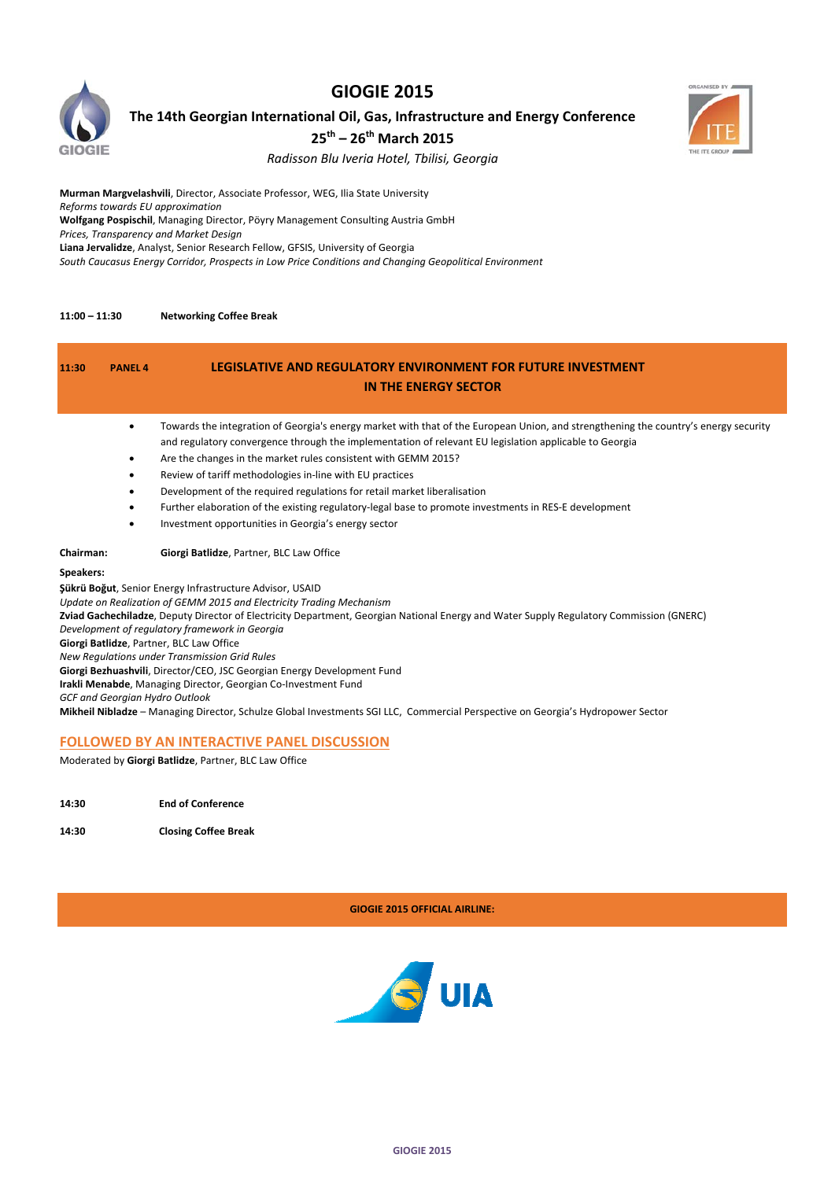# GIOGIE 2015

## The 14th Georgian International Oil, Gas, Infrastructure and Energy Conference

### 25th – 26th March 2015

*Radisson Blu Iveria Hotel, Tbilisi, Georgia*

**Murman Margvelashvili**, Director, Associate Professor, WEG, Ilia State University
*Reforms towards EU approximation*
**Wolfgang Pospischil**, Managing Director, Pöyry Management Consulting Austria GmbH
*Prices, Transparency and Market Design*
**Liana Jervalidze**, Analyst, Senior Research Fellow, GFSIS, University of Georgia
*South Caucasus Energy Corridor, Prospects in Low Price Conditions and Changing Geopolitical Environment*

**11:00 – 11:30** **Networking Coffee Break**

## 11:30 PANEL 4 LEGISLATIVE AND REGULATORY ENVIRONMENT FOR FUTURE INVESTMENT IN THE ENERGY SECTOR

- Towards the integration of Georgia's energy market with that of the European Union, and strengthening the country's energy security and regulatory convergence through the implementation of relevant EU legislation applicable to Georgia
- Are the changes in the market rules consistent with GEMM 2015?
- Review of tariff methodologies in-line with EU practices
- Development of the required regulations for retail market liberalisation
- Further elaboration of the existing regulatory-legal base to promote investments in RES-E development
- Investment opportunities in Georgia's energy sector

**Chairman:** **Giorgi Batlidze**, Partner, BLC Law Office

**Speakers:**

**Şükrü Boğut**, Senior Energy Infrastructure Advisor, USAID
*Update on Realization of GEMM 2015 and Electricity Trading Mechanism*
**Zviad Gachechiladze**, Deputy Director of Electricity Department, Georgian National Energy and Water Supply Regulatory Commission (GNERC)
*Development of regulatory framework in Georgia*
**Giorgi Batlidze**, Partner, BLC Law Office
*New Regulations under Transmission Grid Rules*
**Giorgi Bezhuashvili**, Director/CEO, JSC Georgian Energy Development Fund
**Irakli Menabde**, Managing Director, Georgian Co-Investment Fund
*GCF and Georgian Hydro Outlook*
**Mikheil Nibladze** – Managing Director, Schulze Global Investments SGI LLC, Commercial Perspective on Georgia's Hydropower Sector

## FOLLOWED BY AN INTERACTIVE PANEL DISCUSSION

Moderated by **Giorgi Batlidze**, Partner, BLC Law Office

**14:30** **End of Conference**

**14:30** **Closing Coffee Break**

**GIOGIE 2015 OFFICIAL AIRLINE:**

UIA